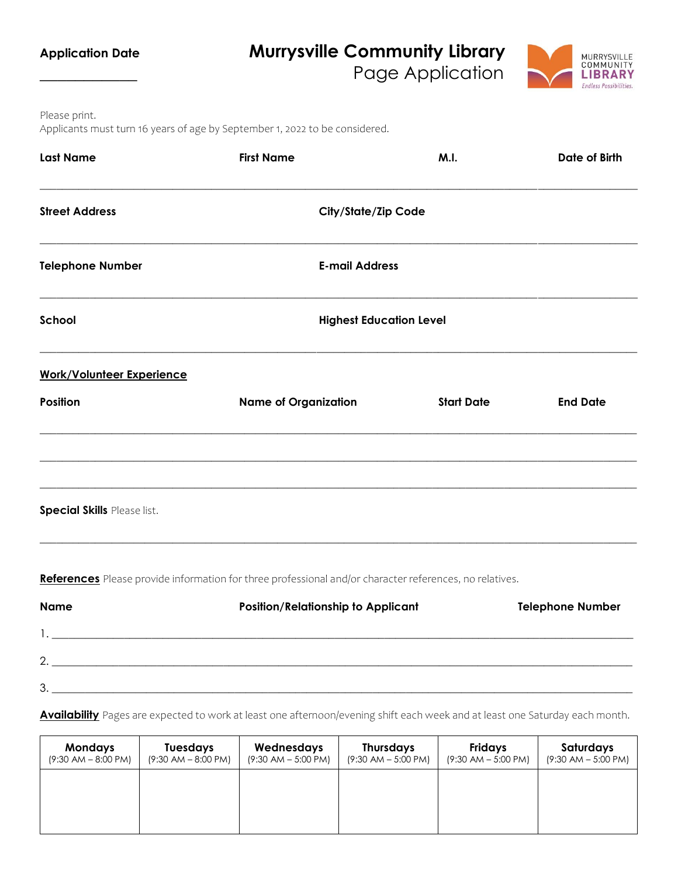**Application Date**

\_\_\_\_\_\_\_\_\_\_\_\_\_\_\_

# Murrysville Community Library
## Page Application

MURRYSVILLE COMMUNITY LIBRARY
*Endless Possibilities.*

Please print.
Applicants must turn 16 years of age by September 1, 2022 to be considered.

| **Last Name** | **First Name** | **M.I.** | **Date of Birth** |
|---|---|---|---|
| | | | |

| **Street Address** | **City/State/Zip Code** |
|---|---|
| | |

| **Telephone Number** | **E-mail Address** |
|---|---|
| | |

| **School** | **Highest Education Level** |
|---|---|
| | |

**Work/Volunteer Experience**

| **Position** | **Name of Organization** | **Start Date** | **End Date** |
|---|---|---|---|
| | | | |
| | | | |
| | | | |

**Special Skills** Please list.

\_\_\_\_\_\_\_\_\_\_\_\_\_\_\_\_\_\_\_\_\_\_\_\_\_\_\_\_\_\_\_\_\_\_\_\_\_\_\_\_\_\_\_\_\_\_\_\_\_\_\_\_\_\_\_\_\_\_\_\_

**References** Please provide information for three professional and/or character references, no relatives.

| | **Name** | **Position/Relationship to Applicant** | **Telephone Number** |
|---|---|---|---|
| 1. | | | |
| 2. | | | |
| 3. | | | |

**Availability** Pages are expected to work at least one afternoon/evening shift each week and at least one Saturday each month.

| Mondays (9:30 AM – 8:00 PM) | Tuesdays (9:30 AM – 8:00 PM) | Wednesdays (9:30 AM – 5:00 PM) | Thursdays (9:30 AM – 5:00 PM) | Fridays (9:30 AM – 5:00 PM) | Saturdays (9:30 AM – 5:00 PM) |
|---|---|---|---|---|---|
| | | | | | |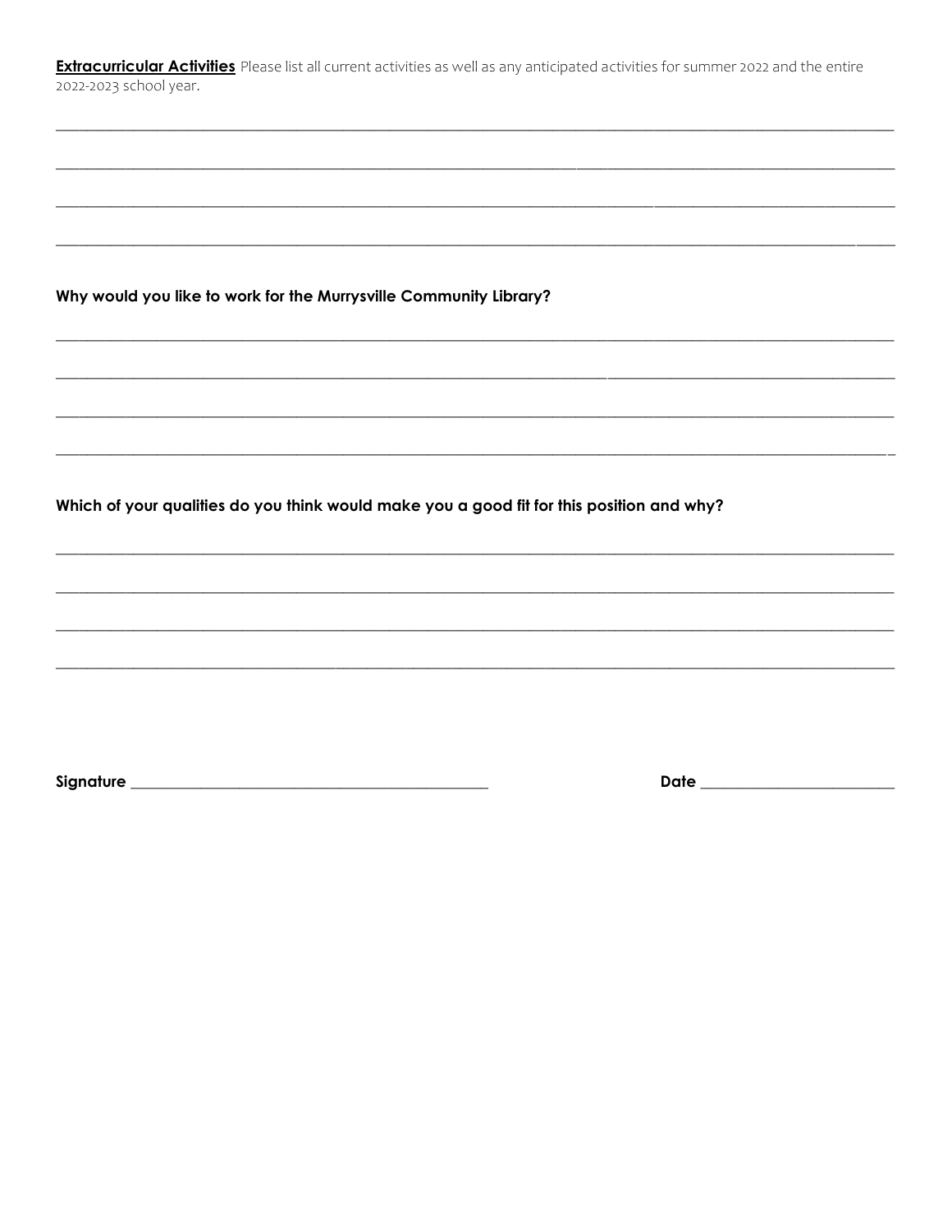**Extracurricular Activities** Please list all current activities as well as any anticipated activities for summer 2022 and the entire 2022-2023 school year.

______________________________________________________________________________________________

______________________________________________________________________________________________

______________________________________________________________________________________________

______________________________________________________________________________________________

**Why would you like to work for the Murrysville Community Library?**

______________________________________________________________________________________________

______________________________________________________________________________________________

______________________________________________________________________________________________

______________________________________________________________________________________________

**Which of your qualities do you think would make you a good fit for this position and why?**

______________________________________________________________________________________________

______________________________________________________________________________________________

______________________________________________________________________________________________

______________________________________________________________________________________________

**Signature** ____________________________________________ **Date** ________________________